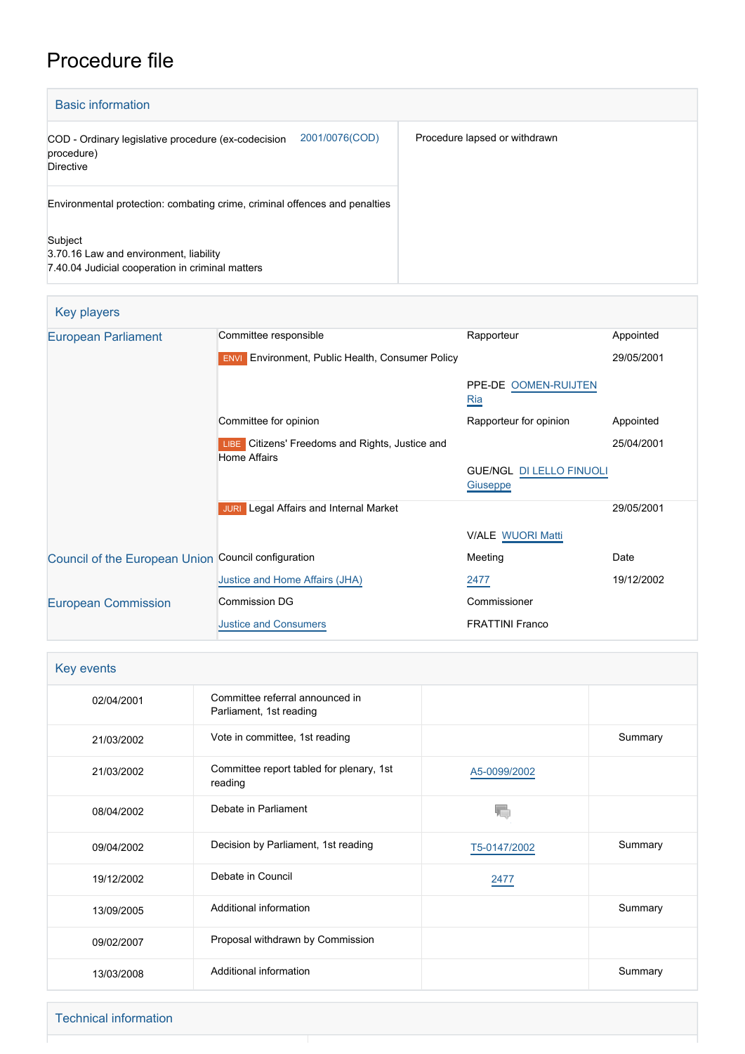# Procedure file

## Basic information

| | |
|---|---|
| COD - Ordinary legislative procedure (ex-codecision procedure)<br>Directive 2001/0076(COD) | Procedure lapsed or withdrawn |
| Environmental protection: combating crime, criminal offences and penalties | |
| Subject<br>3.70.16 Law and environment, liability<br>7.40.04 Judicial cooperation in criminal matters | |

## Key players

| | | | |
|---|---|---|---|
| European Parliament | Committee responsible | Rapporteur | Appointed |
| | ENVI Environment, Public Health, Consumer Policy | | 29/05/2001 |
| | | PPE-DE OOMEN-RUIJTEN Ria | |
| | Committee for opinion | Rapporteur for opinion | Appointed |
| | LIBE Citizens' Freedoms and Rights, Justice and Home Affairs | | 25/04/2001 |
| | | GUE/NGL DI LELLO FINUOLI Giuseppe | |
| | JURI Legal Affairs and Internal Market | | 29/05/2001 |
| | | V/ALE WUORI Matti | |
| Council of the European Union | Council configuration | Meeting | Date |
| | Justice and Home Affairs (JHA) | 2477 | 19/12/2002 |
| European Commission | Commission DG | Commissioner | |
| | Justice and Consumers | FRATTINI Franco | |

## Key events

| | | | |
|---|---|---|---|
| 02/04/2001 | Committee referral announced in Parliament, 1st reading | | |
| 21/03/2002 | Vote in committee, 1st reading | | Summary |
| 21/03/2002 | Committee report tabled for plenary, 1st reading | A5-0099/2002 | |
| 08/04/2002 | Debate in Parliament | | |
| 09/04/2002 | Decision by Parliament, 1st reading | T5-0147/2002 | Summary |
| 19/12/2002 | Debate in Council | 2477 | |
| 13/09/2005 | Additional information | | Summary |
| 09/02/2007 | Proposal withdrawn by Commission | | |
| 13/03/2008 | Additional information | | Summary |

## Technical information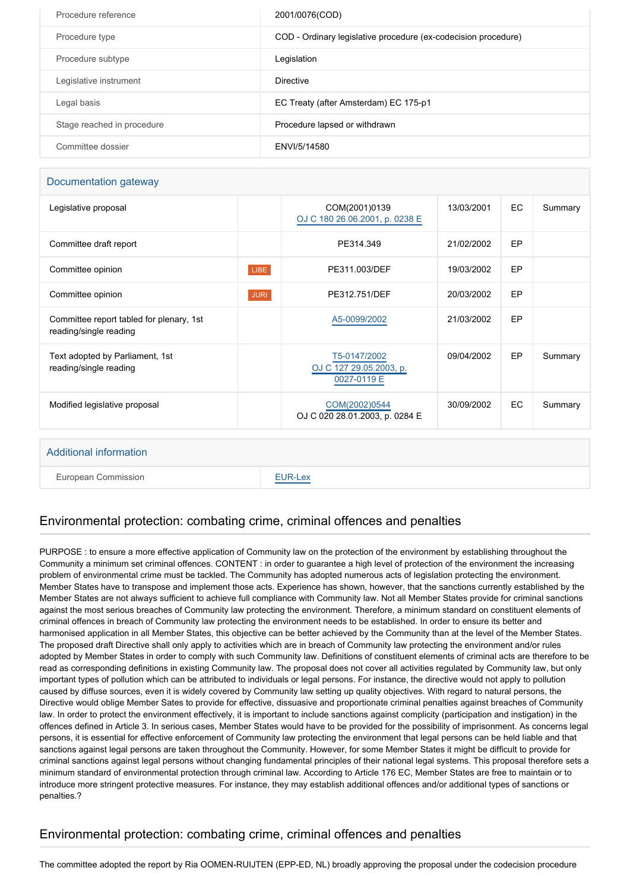| | |
|---|---|
| Procedure reference | 2001/0076(COD) |
| Procedure type | COD - Ordinary legislative procedure (ex-codecision procedure) |
| Procedure subtype | Legislation |
| Legislative instrument | Directive |
| Legal basis | EC Treaty (after Amsterdam) EC 175-p1 |
| Stage reached in procedure | Procedure lapsed or withdrawn |
| Committee dossier | ENVI/5/14580 |

## Documentation gateway

| | | | | | |
|---|---|---|---|---|---|
| Legislative proposal | | COM(2001)0139 OJ C 180 26.06.2001, p. 0238 E | 13/03/2001 | EC | Summary |
| Committee draft report | | PE314.349 | 21/02/2002 | EP | |
| Committee opinion | LIBE | PE311.003/DEF | 19/03/2002 | EP | |
| Committee opinion | JURI | PE312.751/DEF | 20/03/2002 | EP | |
| Committee report tabled for plenary, 1st reading/single reading | | A5-0099/2002 | 21/03/2002 | EP | |
| Text adopted by Parliament, 1st reading/single reading | | T5-0147/2002 OJ C 127 29.05.2003, p. 0027-0119 E | 09/04/2002 | EP | Summary |
| Modified legislative proposal | | COM(2002)0544 OJ C 020 28.01.2003, p. 0284 E | 30/09/2002 | EC | Summary |

## Additional information

| | |
|---|---|
| European Commission | EUR-Lex |

## Environmental protection: combating crime, criminal offences and penalties

PURPOSE : to ensure a more effective application of Community law on the protection of the environment by establishing throughout the Community a minimum set criminal offences. CONTENT : in order to guarantee a high level of protection of the environment the increasing problem of environmental crime must be tackled. The Community has adopted numerous acts of legislation protecting the environment. Member States have to transpose and implement those acts. Experience has shown, however, that the sanctions currently established by the Member States are not always sufficient to achieve full compliance with Community law. Not all Member States provide for criminal sanctions against the most serious breaches of Community law protecting the environment. Therefore, a minimum standard on constituent elements of criminal offences in breach of Community law protecting the environment needs to be established. In order to ensure its better and harmonised application in all Member States, this objective can be better achieved by the Community than at the level of the Member States. The proposed draft Directive shall only apply to activities which are in breach of Community law protecting the environment and/or rules adopted by Member States in order to comply with such Community law. Definitions of constituent elements of criminal acts are therefore to be read as corresponding definitions in existing Community law. The proposal does not cover all activities regulated by Community law, but only important types of pollution which can be attributed to individuals or legal persons. For instance, the directive would not apply to pollution caused by diffuse sources, even it is widely covered by Community law setting up quality objectives. With regard to natural persons, the Directive would oblige Member Sates to provide for effective, dissuasive and proportionate criminal penalties against breaches of Community law. In order to protect the environment effectively, it is important to include sanctions against complicity (participation and instigation) in the offences defined in Article 3. In serious cases, Member States would have to be provided for the possibility of imprisonment. As concerns legal persons, it is essential for effective enforcement of Community law protecting the environment that legal persons can be held liable and that sanctions against legal persons are taken throughout the Community. However, for some Member States it might be difficult to provide for criminal sanctions against legal persons without changing fundamental principles of their national legal systems. This proposal therefore sets a minimum standard of environmental protection through criminal law. According to Article 176 EC, Member States are free to maintain or to introduce more stringent protective measures. For instance, they may establish additional offences and/or additional types of sanctions or penalties.?

## Environmental protection: combating crime, criminal offences and penalties

The committee adopted the report by Ria OOMEN-RUIJTEN (EPP-ED, NL) broadly approving the proposal under the codecision procedure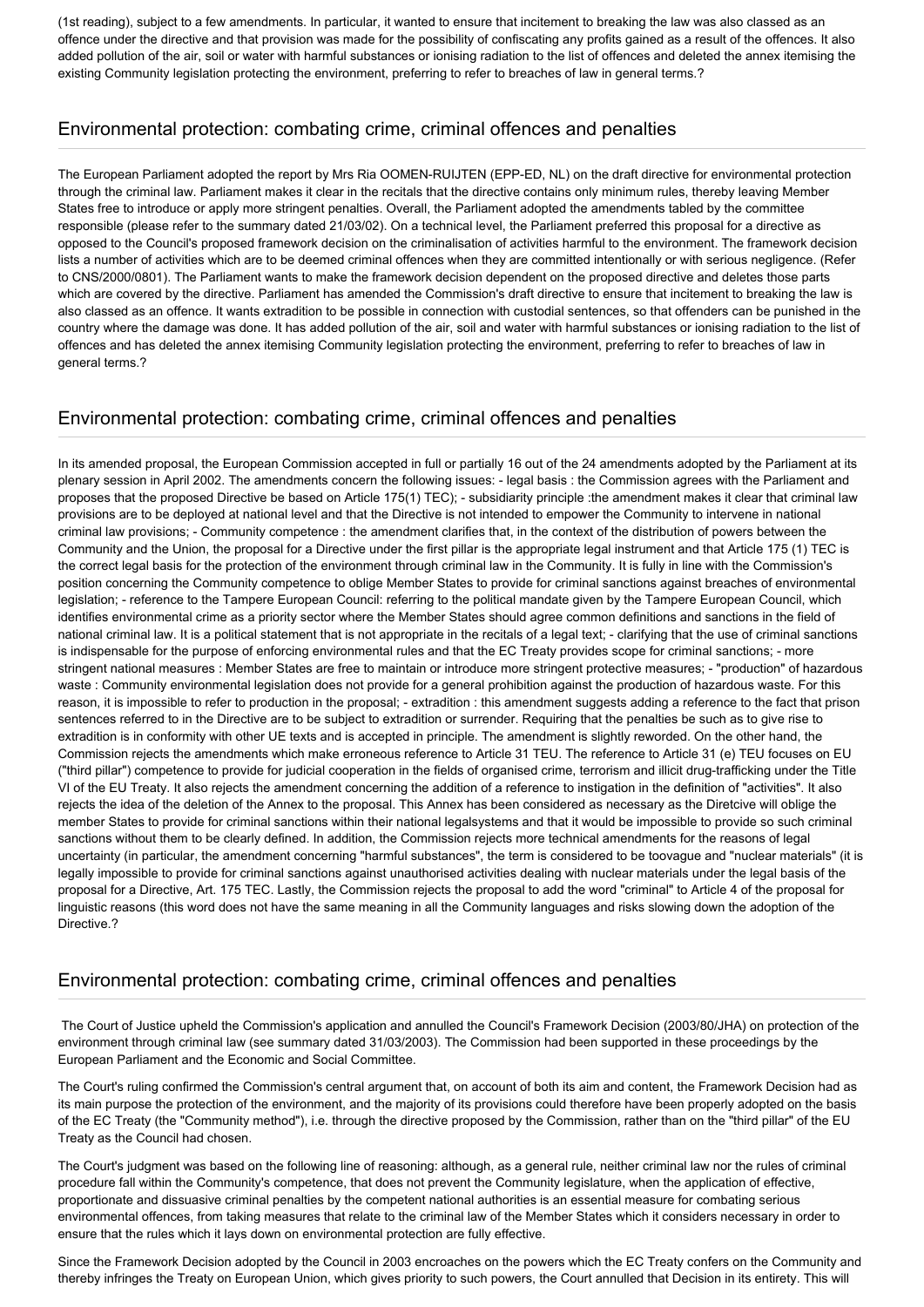(1st reading), subject to a few amendments. In particular, it wanted to ensure that incitement to breaking the law was also classed as an offence under the directive and that provision was made for the possibility of confiscating any profits gained as a result of the offences. It also added pollution of the air, soil or water with harmful substances or ionising radiation to the list of offences and deleted the annex itemising the existing Community legislation protecting the environment, preferring to refer to breaches of law in general terms.?

## Environmental protection: combating crime, criminal offences and penalties

The European Parliament adopted the report by Mrs Ria OOMEN-RUIJTEN (EPP-ED, NL) on the draft directive for environmental protection through the criminal law. Parliament makes it clear in the recitals that the directive contains only minimum rules, thereby leaving Member States free to introduce or apply more stringent penalties. Overall, the Parliament adopted the amendments tabled by the committee responsible (please refer to the summary dated 21/03/02). On a technical level, the Parliament preferred this proposal for a directive as opposed to the Council's proposed framework decision on the criminalisation of activities harmful to the environment. The framework decision lists a number of activities which are to be deemed criminal offences when they are committed intentionally or with serious negligence. (Refer to CNS/2000/0801). The Parliament wants to make the framework decision dependent on the proposed directive and deletes those parts which are covered by the directive. Parliament has amended the Commission's draft directive to ensure that incitement to breaking the law is also classed as an offence. It wants extradition to be possible in connection with custodial sentences, so that offenders can be punished in the country where the damage was done. It has added pollution of the air, soil and water with harmful substances or ionising radiation to the list of offences and has deleted the annex itemising Community legislation protecting the environment, preferring to refer to breaches of law in general terms.?

## Environmental protection: combating crime, criminal offences and penalties

In its amended proposal, the European Commission accepted in full or partially 16 out of the 24 amendments adopted by the Parliament at its plenary session in April 2002. The amendments concern the following issues: - legal basis : the Commission agrees with the Parliament and proposes that the proposed Directive be based on Article 175(1) TEC); - subsidiarity principle :the amendment makes it clear that criminal law provisions are to be deployed at national level and that the Directive is not intended to empower the Community to intervene in national criminal law provisions; - Community competence : the amendment clarifies that, in the context of the distribution of powers between the Community and the Union, the proposal for a Directive under the first pillar is the appropriate legal instrument and that Article 175 (1) TEC is the correct legal basis for the protection of the environment through criminal law in the Community. It is fully in line with the Commission's position concerning the Community competence to oblige Member States to provide for criminal sanctions against breaches of environmental legislation; - reference to the Tampere European Council: referring to the political mandate given by the Tampere European Council, which identifies environmental crime as a priority sector where the Member States should agree common definitions and sanctions in the field of national criminal law. It is a political statement that is not appropriate in the recitals of a legal text; - clarifying that the use of criminal sanctions is indispensable for the purpose of enforcing environmental rules and that the EC Treaty provides scope for criminal sanctions; - more stringent national measures : Member States are free to maintain or introduce more stringent protective measures; - "production" of hazardous waste : Community environmental legislation does not provide for a general prohibition against the production of hazardous waste. For this reason, it is impossible to refer to production in the proposal; - extradition : this amendment suggests adding a reference to the fact that prison sentences referred to in the Directive are to be subject to extradition or surrender. Requiring that the penalties be such as to give rise to extradition is in conformity with other UE texts and is accepted in principle. The amendment is slightly reworded. On the other hand, the Commission rejects the amendments which make erroneous reference to Article 31 TEU. The reference to Article 31 (e) TEU focuses on EU ("third pillar") competence to provide for judicial cooperation in the fields of organised crime, terrorism and illicit drug-trafficking under the Title VI of the EU Treaty. It also rejects the amendment concerning the addition of a reference to instigation in the definition of "activities". It also rejects the idea of the deletion of the Annex to the proposal. This Annex has been considered as necessary as the Diretcive will oblige the member States to provide for criminal sanctions within their national legalsystems and that it would be impossible to provide so such criminal sanctions without them to be clearly defined. In addition, the Commission rejects more technical amendments for the reasons of legal uncertainty (in particular, the amendment concerning "harmful substances", the term is considered to be toovague and "nuclear materials" (it is legally impossible to provide for criminal sanctions against unauthorised activities dealing with nuclear materials under the legal basis of the proposal for a Directive, Art. 175 TEC. Lastly, the Commission rejects the proposal to add the word "criminal" to Article 4 of the proposal for linguistic reasons (this word does not have the same meaning in all the Community languages and risks slowing down the adoption of the Directive.?

## Environmental protection: combating crime, criminal offences and penalties

The Court of Justice upheld the Commission's application and annulled the Council's Framework Decision (2003/80/JHA) on protection of the environment through criminal law (see summary dated 31/03/2003). The Commission had been supported in these proceedings by the European Parliament and the Economic and Social Committee.

The Court's ruling confirmed the Commission's central argument that, on account of both its aim and content, the Framework Decision had as its main purpose the protection of the environment, and the majority of its provisions could therefore have been properly adopted on the basis of the EC Treaty (the "Community method"), i.e. through the directive proposed by the Commission, rather than on the "third pillar" of the EU Treaty as the Council had chosen.

The Court's judgment was based on the following line of reasoning: although, as a general rule, neither criminal law nor the rules of criminal procedure fall within the Community's competence, that does not prevent the Community legislature, when the application of effective, proportionate and dissuasive criminal penalties by the competent national authorities is an essential measure for combating serious environmental offences, from taking measures that relate to the criminal law of the Member States which it considers necessary in order to ensure that the rules which it lays down on environmental protection are fully effective.

Since the Framework Decision adopted by the Council in 2003 encroaches on the powers which the EC Treaty confers on the Community and thereby infringes the Treaty on European Union, which gives priority to such powers, the Court annulled that Decision in its entirety. This will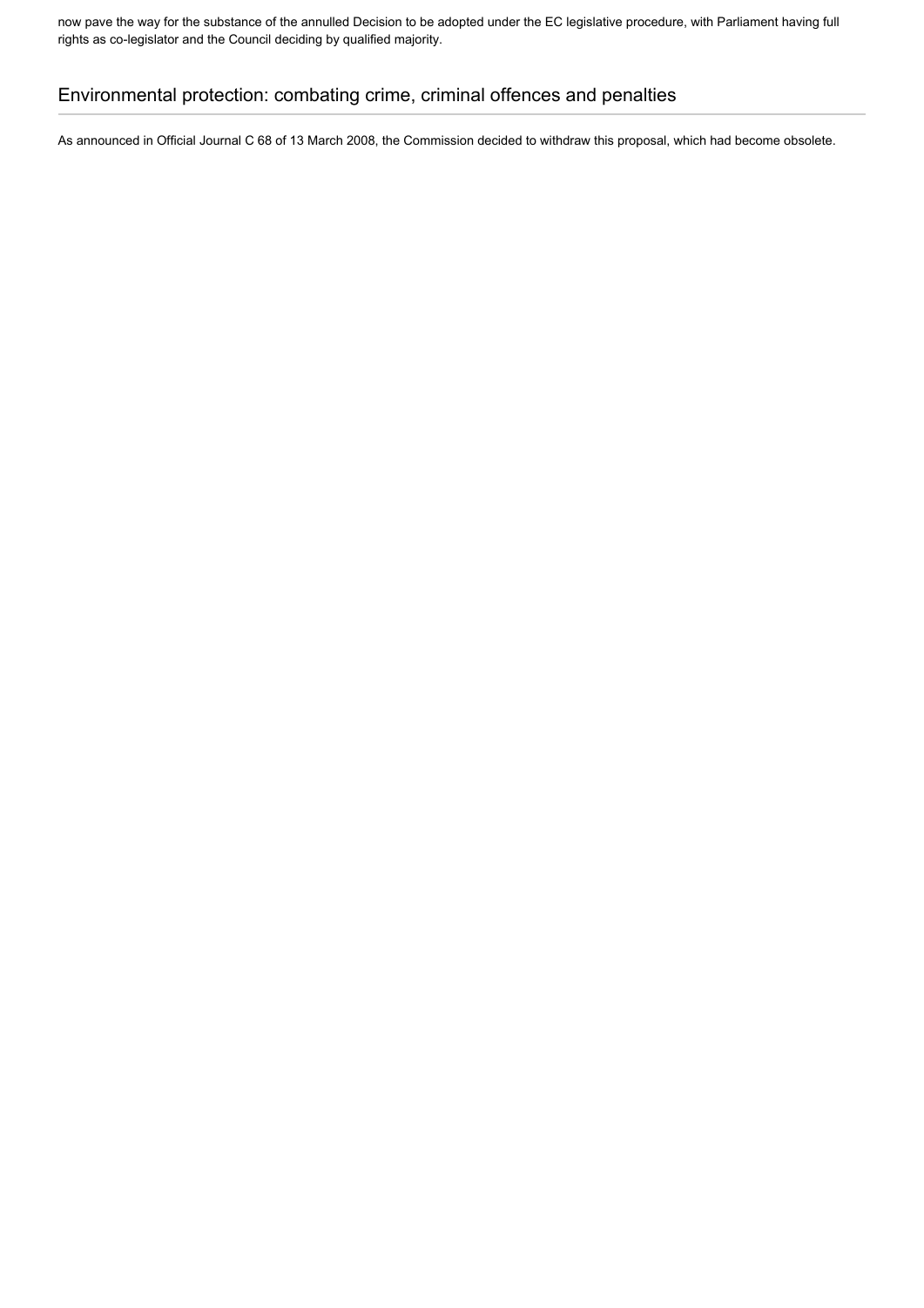now pave the way for the substance of the annulled Decision to be adopted under the EC legislative procedure, with Parliament having full rights as co-legislator and the Council deciding by qualified majority.

## Environmental protection: combating crime, criminal offences and penalties

As announced in Official Journal C 68 of 13 March 2008, the Commission decided to withdraw this proposal, which had become obsolete.